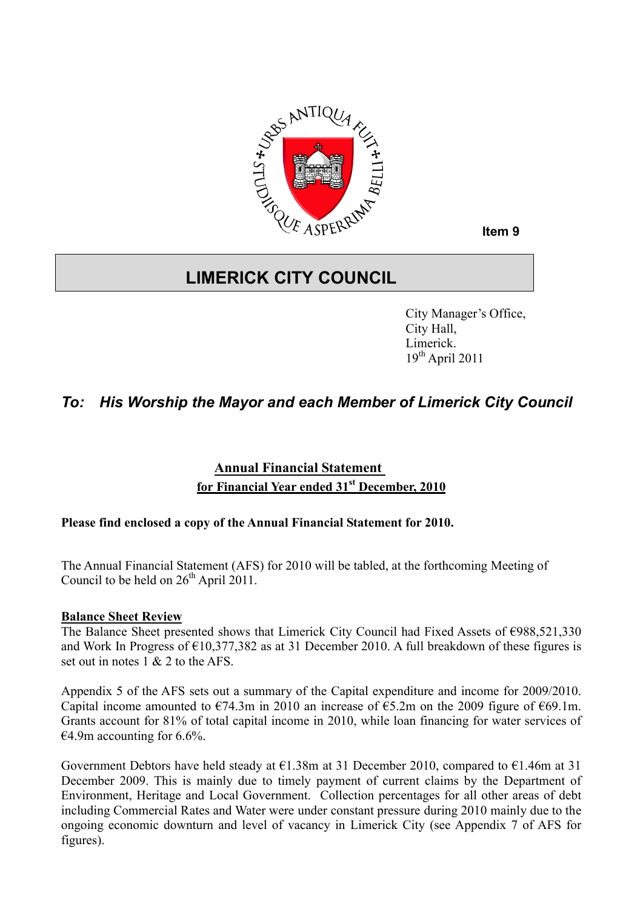**Item 9**

# LIMERICK CITY COUNCIL

City Manager's Office,
City Hall,
Limerick.
19th April 2011

## *To: His Worship the Mayor and each Member of Limerick City Council*

**Annual Financial Statement**
**for Financial Year ended 31st December, 2010**

**Please find enclosed a copy of the Annual Financial Statement for 2010.**

The Annual Financial Statement (AFS) for 2010 will be tabled, at the forthcoming Meeting of Council to be held on 26th April 2011.

**Balance Sheet Review**

The Balance Sheet presented shows that Limerick City Council had Fixed Assets of €988,521,330 and Work In Progress of €10,377,382 as at 31 December 2010. A full breakdown of these figures is set out in notes 1 & 2 to the AFS.

Appendix 5 of the AFS sets out a summary of the Capital expenditure and income for 2009/2010. Capital income amounted to €74.3m in 2010 an increase of €5.2m on the 2009 figure of €69.1m. Grants account for 81% of total capital income in 2010, while loan financing for water services of €4.9m accounting for 6.6%.

Government Debtors have held steady at €1.38m at 31 December 2010, compared to €1.46m at 31 December 2009. This is mainly due to timely payment of current claims by the Department of Environment, Heritage and Local Government. Collection percentages for all other areas of debt including Commercial Rates and Water were under constant pressure during 2010 mainly due to the ongoing economic downturn and level of vacancy in Limerick City (see Appendix 7 of AFS for figures).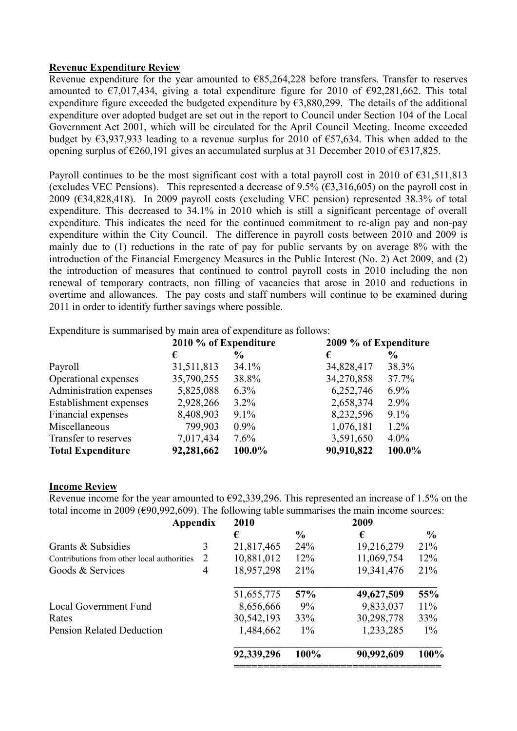**Revenue Expenditure Review**

Revenue expenditure for the year amounted to €85,264,228 before transfers. Transfer to reserves amounted to €7,017,434, giving a total expenditure figure for 2010 of €92,281,662. This total expenditure figure exceeded the budgeted expenditure by €3,880,299. The details of the additional expenditure over adopted budget are set out in the report to Council under Section 104 of the Local Government Act 2001, which will be circulated for the April Council Meeting. Income exceeded budget by €3,937,933 leading to a revenue surplus for 2010 of €57,634. This when added to the opening surplus of €260,191 gives an accumulated surplus at 31 December 2010 of €317,825.

Payroll continues to be the most significant cost with a total payroll cost in 2010 of €31,511,813 (excludes VEC Pensions). This represented a decrease of 9.5% (€3,316,605) on the payroll cost in 2009 (€34,828,418). In 2009 payroll costs (excluding VEC pension) represented 38.3% of total expenditure. This decreased to 34.1% in 2010 which is still a significant percentage of overall expenditure. This indicates the need for the continued commitment to re-align pay and non-pay expenditure within the City Council. The difference in payroll costs between 2010 and 2009 is mainly due to (1) reductions in the rate of pay for public servants by on average 8% with the introduction of the Financial Emergency Measures in the Public Interest (No. 2) Act 2009, and (2) the introduction of measures that continued to control payroll costs in 2010 including the non renewal of temporary contracts, non filling of vacancies that arose in 2010 and reductions in overtime and allowances. The pay costs and staff numbers will continue to be examined during 2011 in order to identify further savings where possible.

Expenditure is summarised by main area of expenditure as follows:

| | 2010 % of Expenditure | | 2009 % of Expenditure | |
|---|---|---|---|---|
| | € | % | € | % |
| Payroll | 31,511,813 | 34.1% | 34,828,417 | 38.3% |
| Operational expenses | 35,790,255 | 38.8% | 34,270,858 | 37.7% |
| Administration expenses | 5,825,088 | 6.3% | 6,252,746 | 6.9% |
| Establishment expenses | 2,928,266 | 3.2% | 2,658,374 | 2.9% |
| Financial expenses | 8,408,903 | 9.1% | 8,232,596 | 9.1% |
| Miscellaneous | 799,903 | 0.9% | 1,076,181 | 1.2% |
| Transfer to reserves | 7,017,434 | 7.6% | 3,591,650 | 4.0% |
| **Total Expenditure** | **92,281,662** | **100.0%** | **90,910,822** | **100.0%** |

**Income Review**

Revenue income for the year amounted to €92,339,296. This represented an increase of 1.5% on the total income in 2009 (€90,992,609). The following table summarises the main income sources:

| | Appendix | 2010 | | 2009 | |
|---|---|---|---|---|---|
| | | € | % | € | % |
| Grants & Subsidies | 3 | 21,817,465 | 24% | 19,216,279 | 21% |
| Contributions from other local authorities | 2 | 10,881,012 | 12% | 11,069,754 | 12% |
| Goods & Services | 4 | 18,957,298 | 21% | 19,341,476 | 21% |
| | | 51,655,775 | **57%** | **49,627,509** | **55%** |
| Local Government Fund | | 8,656,666 | 9% | 9,833,037 | 11% |
| Rates | | 30,542,193 | 33% | 30,298,778 | 33% |
| Pension Related Deduction | | 1,484,662 | 1% | 1,233,285 | 1% |
| | | **92,339,296** | **100%** | **90,992,609** | **100%** |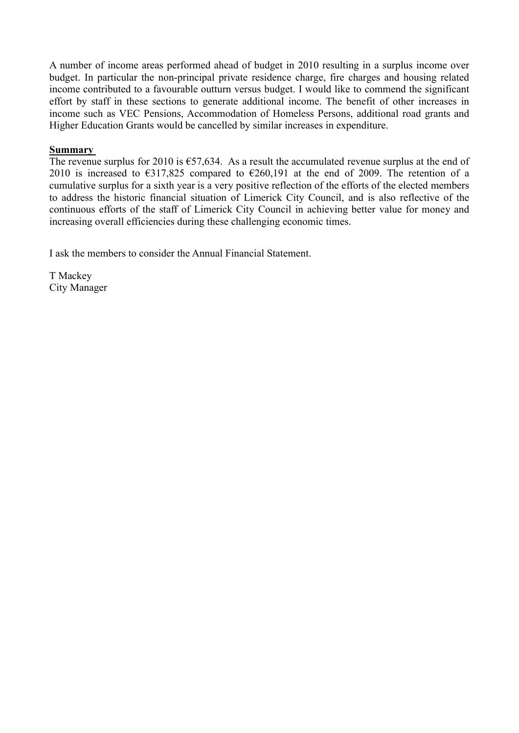A number of income areas performed ahead of budget in 2010 resulting in a surplus income over budget. In particular the non-principal private residence charge, fire charges and housing related income contributed to a favourable outturn versus budget. I would like to commend the significant effort by staff in these sections to generate additional income. The benefit of other increases in income such as VEC Pensions, Accommodation of Homeless Persons, additional road grants and Higher Education Grants would be cancelled by similar increases in expenditure.

## Summary

The revenue surplus for 2010 is €57,634. As a result the accumulated revenue surplus at the end of 2010 is increased to €317,825 compared to €260,191 at the end of 2009. The retention of a cumulative surplus for a sixth year is a very positive reflection of the efforts of the elected members to address the historic financial situation of Limerick City Council, and is also reflective of the continuous efforts of the staff of Limerick City Council in achieving better value for money and increasing overall efficiencies during these challenging economic times.

I ask the members to consider the Annual Financial Statement.

T Mackey
City Manager